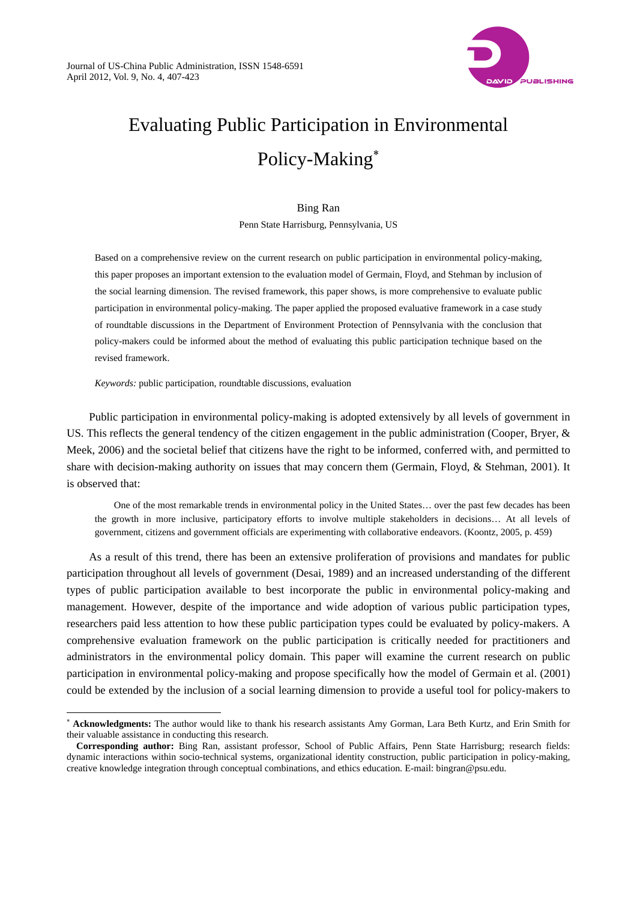# Evaluating Public Participation in Environmental Policy-Making*

Bing Ran

Penn State Harrisburg, Pennsylvania, US

Based on a comprehensive review on the current research on public participation in environmental policy-making, this paper proposes an important extension to the evaluation model of Germain, Floyd, and Stehman by inclusion of the social learning dimension. The revised framework, this paper shows, is more comprehensive to evaluate public participation in environmental policy-making. The paper applied the proposed evaluative framework in a case study of roundtable discussions in the Department of Environment Protection of Pennsylvania with the conclusion that policy-makers could be informed about the method of evaluating this public participation technique based on the revised framework.

*Keywords:* public participation, roundtable discussions, evaluation

Public participation in environmental policy-making is adopted extensively by all levels of government in US. This reflects the general tendency of the citizen engagement in the public administration (Cooper, Bryer, & Meek, 2006) and the societal belief that citizens have the right to be informed, conferred with, and permitted to share with decision-making authority on issues that may concern them (Germain, Floyd, & Stehman, 2001). It is observed that:

> One of the most remarkable trends in environmental policy in the United States… over the past few decades has been the growth in more inclusive, participatory efforts to involve multiple stakeholders in decisions… At all levels of government, citizens and government officials are experimenting with collaborative endeavors. (Koontz, 2005, p. 459)

As a result of this trend, there has been an extensive proliferation of provisions and mandates for public participation throughout all levels of government (Desai, 1989) and an increased understanding of the different types of public participation available to best incorporate the public in environmental policy-making and management. However, despite of the importance and wide adoption of various public participation types, researchers paid less attention to how these public participation types could be evaluated by policy-makers. A comprehensive evaluation framework on the public participation is critically needed for practitioners and administrators in the environmental policy domain. This paper will examine the current research on public participation in environmental policy-making and propose specifically how the model of Germain et al. (2001) could be extended by the inclusion of a social learning dimension to provide a useful tool for policy-makers to

---

* **Acknowledgments:** The author would like to thank his research assistants Amy Gorman, Lara Beth Kurtz, and Erin Smith for their valuable assistance in conducting this research.

**Corresponding author:** Bing Ran, assistant professor, School of Public Affairs, Penn State Harrisburg; research fields: dynamic interactions within socio-technical systems, organizational identity construction, public participation in policy-making, creative knowledge integration through conceptual combinations, and ethics education. E-mail: bingran@psu.edu.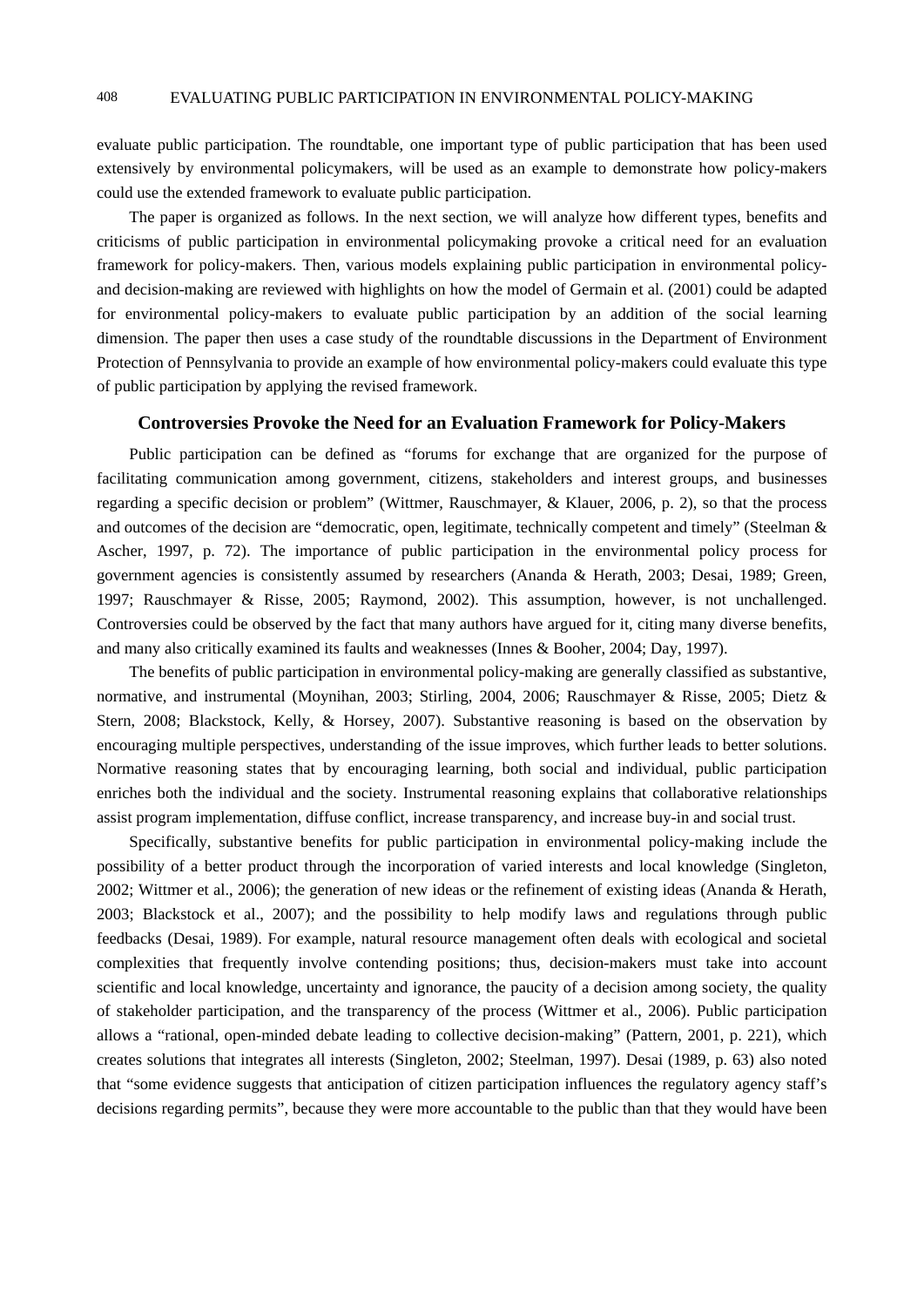evaluate public participation. The roundtable, one important type of public participation that has been used extensively by environmental policymakers, will be used as an example to demonstrate how policy-makers could use the extended framework to evaluate public participation.

The paper is organized as follows. In the next section, we will analyze how different types, benefits and criticisms of public participation in environmental policymaking provoke a critical need for an evaluation framework for policy-makers. Then, various models explaining public participation in environmental policy- and decision-making are reviewed with highlights on how the model of Germain et al. (2001) could be adapted for environmental policy-makers to evaluate public participation by an addition of the social learning dimension. The paper then uses a case study of the roundtable discussions in the Department of Environment Protection of Pennsylvania to provide an example of how environmental policy-makers could evaluate this type of public participation by applying the revised framework.

## Controversies Provoke the Need for an Evaluation Framework for Policy-Makers

Public participation can be defined as "forums for exchange that are organized for the purpose of facilitating communication among government, citizens, stakeholders and interest groups, and businesses regarding a specific decision or problem" (Wittmer, Rauschmayer, & Klauer, 2006, p. 2), so that the process and outcomes of the decision are "democratic, open, legitimate, technically competent and timely" (Steelman & Ascher, 1997, p. 72). The importance of public participation in the environmental policy process for government agencies is consistently assumed by researchers (Ananda & Herath, 2003; Desai, 1989; Green, 1997; Rauschmayer & Risse, 2005; Raymond, 2002). This assumption, however, is not unchallenged. Controversies could be observed by the fact that many authors have argued for it, citing many diverse benefits, and many also critically examined its faults and weaknesses (Innes & Booher, 2004; Day, 1997).

The benefits of public participation in environmental policy-making are generally classified as substantive, normative, and instrumental (Moynihan, 2003; Stirling, 2004, 2006; Rauschmayer & Risse, 2005; Dietz & Stern, 2008; Blackstock, Kelly, & Horsey, 2007). Substantive reasoning is based on the observation by encouraging multiple perspectives, understanding of the issue improves, which further leads to better solutions. Normative reasoning states that by encouraging learning, both social and individual, public participation enriches both the individual and the society. Instrumental reasoning explains that collaborative relationships assist program implementation, diffuse conflict, increase transparency, and increase buy-in and social trust.

Specifically, substantive benefits for public participation in environmental policy-making include the possibility of a better product through the incorporation of varied interests and local knowledge (Singleton, 2002; Wittmer et al., 2006); the generation of new ideas or the refinement of existing ideas (Ananda & Herath, 2003; Blackstock et al., 2007); and the possibility to help modify laws and regulations through public feedbacks (Desai, 1989). For example, natural resource management often deals with ecological and societal complexities that frequently involve contending positions; thus, decision-makers must take into account scientific and local knowledge, uncertainty and ignorance, the paucity of a decision among society, the quality of stakeholder participation, and the transparency of the process (Wittmer et al., 2006). Public participation allows a "rational, open-minded debate leading to collective decision-making" (Pattern, 2001, p. 221), which creates solutions that integrates all interests (Singleton, 2002; Steelman, 1997). Desai (1989, p. 63) also noted that "some evidence suggests that anticipation of citizen participation influences the regulatory agency staff's decisions regarding permits", because they were more accountable to the public than that they would have been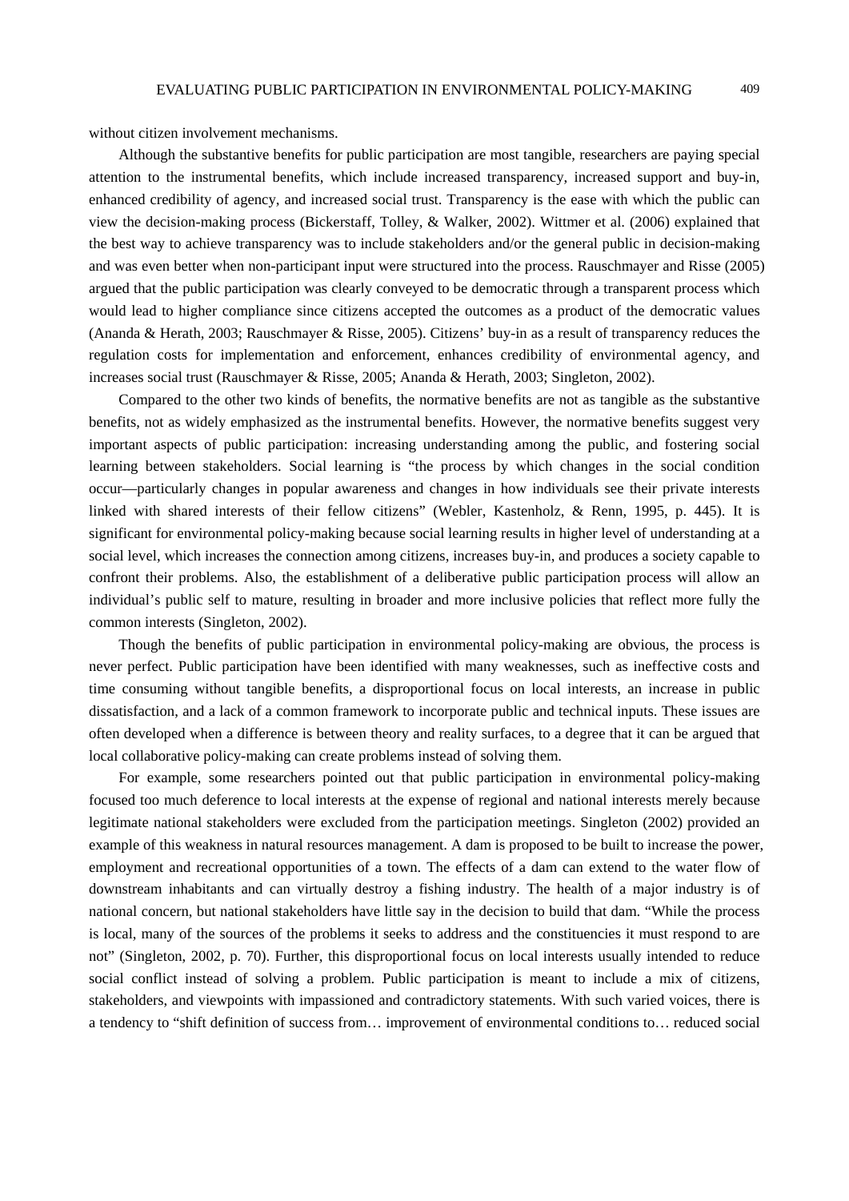without citizen involvement mechanisms.

Although the substantive benefits for public participation are most tangible, researchers are paying special attention to the instrumental benefits, which include increased transparency, increased support and buy-in, enhanced credibility of agency, and increased social trust. Transparency is the ease with which the public can view the decision-making process (Bickerstaff, Tolley, & Walker, 2002). Wittmer et al. (2006) explained that the best way to achieve transparency was to include stakeholders and/or the general public in decision-making and was even better when non-participant input were structured into the process. Rauschmayer and Risse (2005) argued that the public participation was clearly conveyed to be democratic through a transparent process which would lead to higher compliance since citizens accepted the outcomes as a product of the democratic values (Ananda & Herath, 2003; Rauschmayer & Risse, 2005). Citizens' buy-in as a result of transparency reduces the regulation costs for implementation and enforcement, enhances credibility of environmental agency, and increases social trust (Rauschmayer & Risse, 2005; Ananda & Herath, 2003; Singleton, 2002).

Compared to the other two kinds of benefits, the normative benefits are not as tangible as the substantive benefits, not as widely emphasized as the instrumental benefits. However, the normative benefits suggest very important aspects of public participation: increasing understanding among the public, and fostering social learning between stakeholders. Social learning is "the process by which changes in the social condition occur—particularly changes in popular awareness and changes in how individuals see their private interests linked with shared interests of their fellow citizens" (Webler, Kastenholz, & Renn, 1995, p. 445). It is significant for environmental policy-making because social learning results in higher level of understanding at a social level, which increases the connection among citizens, increases buy-in, and produces a society capable to confront their problems. Also, the establishment of a deliberative public participation process will allow an individual's public self to mature, resulting in broader and more inclusive policies that reflect more fully the common interests (Singleton, 2002).

Though the benefits of public participation in environmental policy-making are obvious, the process is never perfect. Public participation have been identified with many weaknesses, such as ineffective costs and time consuming without tangible benefits, a disproportional focus on local interests, an increase in public dissatisfaction, and a lack of a common framework to incorporate public and technical inputs. These issues are often developed when a difference is between theory and reality surfaces, to a degree that it can be argued that local collaborative policy-making can create problems instead of solving them.

For example, some researchers pointed out that public participation in environmental policy-making focused too much deference to local interests at the expense of regional and national interests merely because legitimate national stakeholders were excluded from the participation meetings. Singleton (2002) provided an example of this weakness in natural resources management. A dam is proposed to be built to increase the power, employment and recreational opportunities of a town. The effects of a dam can extend to the water flow of downstream inhabitants and can virtually destroy a fishing industry. The health of a major industry is of national concern, but national stakeholders have little say in the decision to build that dam. "While the process is local, many of the sources of the problems it seeks to address and the constituencies it must respond to are not" (Singleton, 2002, p. 70). Further, this disproportional focus on local interests usually intended to reduce social conflict instead of solving a problem. Public participation is meant to include a mix of citizens, stakeholders, and viewpoints with impassioned and contradictory statements. With such varied voices, there is a tendency to "shift definition of success from… improvement of environmental conditions to… reduced social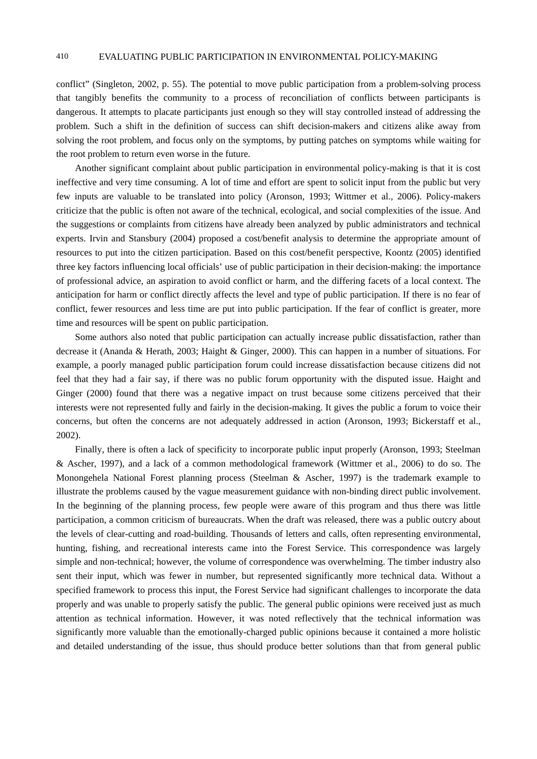conflict" (Singleton, 2002, p. 55). The potential to move public participation from a problem-solving process that tangibly benefits the community to a process of reconciliation of conflicts between participants is dangerous. It attempts to placate participants just enough so they will stay controlled instead of addressing the problem. Such a shift in the definition of success can shift decision-makers and citizens alike away from solving the root problem, and focus only on the symptoms, by putting patches on symptoms while waiting for the root problem to return even worse in the future.

Another significant complaint about public participation in environmental policy-making is that it is cost ineffective and very time consuming. A lot of time and effort are spent to solicit input from the public but very few inputs are valuable to be translated into policy (Aronson, 1993; Wittmer et al., 2006). Policy-makers criticize that the public is often not aware of the technical, ecological, and social complexities of the issue. And the suggestions or complaints from citizens have already been analyzed by public administrators and technical experts. Irvin and Stansbury (2004) proposed a cost/benefit analysis to determine the appropriate amount of resources to put into the citizen participation. Based on this cost/benefit perspective, Koontz (2005) identified three key factors influencing local officials' use of public participation in their decision-making: the importance of professional advice, an aspiration to avoid conflict or harm, and the differing facets of a local context. The anticipation for harm or conflict directly affects the level and type of public participation. If there is no fear of conflict, fewer resources and less time are put into public participation. If the fear of conflict is greater, more time and resources will be spent on public participation.

Some authors also noted that public participation can actually increase public dissatisfaction, rather than decrease it (Ananda & Herath, 2003; Haight & Ginger, 2000). This can happen in a number of situations. For example, a poorly managed public participation forum could increase dissatisfaction because citizens did not feel that they had a fair say, if there was no public forum opportunity with the disputed issue. Haight and Ginger (2000) found that there was a negative impact on trust because some citizens perceived that their interests were not represented fully and fairly in the decision-making. It gives the public a forum to voice their concerns, but often the concerns are not adequately addressed in action (Aronson, 1993; Bickerstaff et al., 2002).

Finally, there is often a lack of specificity to incorporate public input properly (Aronson, 1993; Steelman & Ascher, 1997), and a lack of a common methodological framework (Wittmer et al., 2006) to do so. The Monongehela National Forest planning process (Steelman & Ascher, 1997) is the trademark example to illustrate the problems caused by the vague measurement guidance with non-binding direct public involvement. In the beginning of the planning process, few people were aware of this program and thus there was little participation, a common criticism of bureaucrats. When the draft was released, there was a public outcry about the levels of clear-cutting and road-building. Thousands of letters and calls, often representing environmental, hunting, fishing, and recreational interests came into the Forest Service. This correspondence was largely simple and non-technical; however, the volume of correspondence was overwhelming. The timber industry also sent their input, which was fewer in number, but represented significantly more technical data. Without a specified framework to process this input, the Forest Service had significant challenges to incorporate the data properly and was unable to properly satisfy the public. The general public opinions were received just as much attention as technical information. However, it was noted reflectively that the technical information was significantly more valuable than the emotionally-charged public opinions because it contained a more holistic and detailed understanding of the issue, thus should produce better solutions than that from general public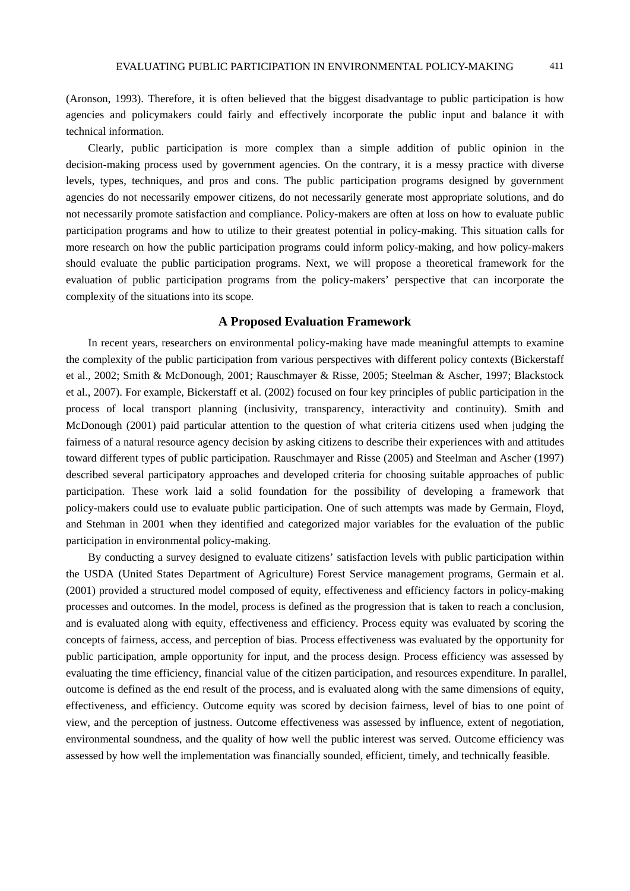(Aronson, 1993). Therefore, it is often believed that the biggest disadvantage to public participation is how agencies and policymakers could fairly and effectively incorporate the public input and balance it with technical information.

Clearly, public participation is more complex than a simple addition of public opinion in the decision-making process used by government agencies. On the contrary, it is a messy practice with diverse levels, types, techniques, and pros and cons. The public participation programs designed by government agencies do not necessarily empower citizens, do not necessarily generate most appropriate solutions, and do not necessarily promote satisfaction and compliance. Policy-makers are often at loss on how to evaluate public participation programs and how to utilize to their greatest potential in policy-making. This situation calls for more research on how the public participation programs could inform policy-making, and how policy-makers should evaluate the public participation programs. Next, we will propose a theoretical framework for the evaluation of public participation programs from the policy-makers' perspective that can incorporate the complexity of the situations into its scope.

## A Proposed Evaluation Framework

In recent years, researchers on environmental policy-making have made meaningful attempts to examine the complexity of the public participation from various perspectives with different policy contexts (Bickerstaff et al., 2002; Smith & McDonough, 2001; Rauschmayer & Risse, 2005; Steelman & Ascher, 1997; Blackstock et al., 2007). For example, Bickerstaff et al. (2002) focused on four key principles of public participation in the process of local transport planning (inclusivity, transparency, interactivity and continuity). Smith and McDonough (2001) paid particular attention to the question of what criteria citizens used when judging the fairness of a natural resource agency decision by asking citizens to describe their experiences with and attitudes toward different types of public participation. Rauschmayer and Risse (2005) and Steelman and Ascher (1997) described several participatory approaches and developed criteria for choosing suitable approaches of public participation. These work laid a solid foundation for the possibility of developing a framework that policy-makers could use to evaluate public participation. One of such attempts was made by Germain, Floyd, and Stehman in 2001 when they identified and categorized major variables for the evaluation of the public participation in environmental policy-making.

By conducting a survey designed to evaluate citizens' satisfaction levels with public participation within the USDA (United States Department of Agriculture) Forest Service management programs, Germain et al. (2001) provided a structured model composed of equity, effectiveness and efficiency factors in policy-making processes and outcomes. In the model, process is defined as the progression that is taken to reach a conclusion, and is evaluated along with equity, effectiveness and efficiency. Process equity was evaluated by scoring the concepts of fairness, access, and perception of bias. Process effectiveness was evaluated by the opportunity for public participation, ample opportunity for input, and the process design. Process efficiency was assessed by evaluating the time efficiency, financial value of the citizen participation, and resources expenditure. In parallel, outcome is defined as the end result of the process, and is evaluated along with the same dimensions of equity, effectiveness, and efficiency. Outcome equity was scored by decision fairness, level of bias to one point of view, and the perception of justness. Outcome effectiveness was assessed by influence, extent of negotiation, environmental soundness, and the quality of how well the public interest was served. Outcome efficiency was assessed by how well the implementation was financially sounded, efficient, timely, and technically feasible.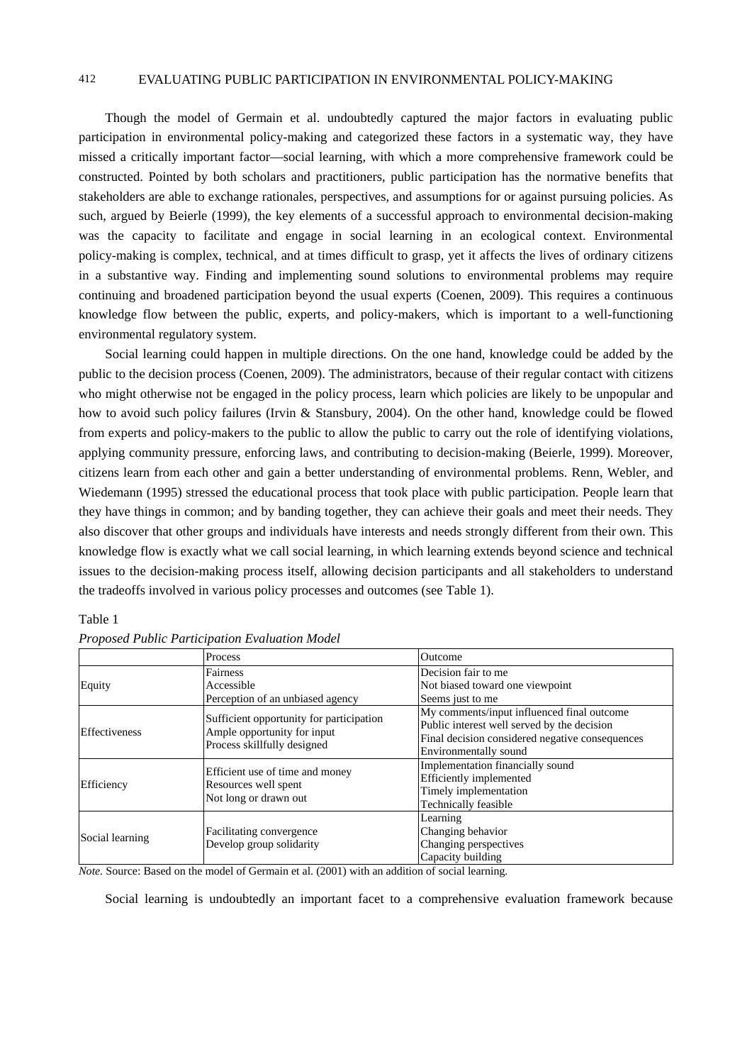Though the model of Germain et al. undoubtedly captured the major factors in evaluating public participation in environmental policy-making and categorized these factors in a systematic way, they have missed a critically important factor—social learning, with which a more comprehensive framework could be constructed. Pointed by both scholars and practitioners, public participation has the normative benefits that stakeholders are able to exchange rationales, perspectives, and assumptions for or against pursuing policies. As such, argued by Beierle (1999), the key elements of a successful approach to environmental decision-making was the capacity to facilitate and engage in social learning in an ecological context. Environmental policy-making is complex, technical, and at times difficult to grasp, yet it affects the lives of ordinary citizens in a substantive way. Finding and implementing sound solutions to environmental problems may require continuing and broadened participation beyond the usual experts (Coenen, 2009). This requires a continuous knowledge flow between the public, experts, and policy-makers, which is important to a well-functioning environmental regulatory system.

Social learning could happen in multiple directions. On the one hand, knowledge could be added by the public to the decision process (Coenen, 2009). The administrators, because of their regular contact with citizens who might otherwise not be engaged in the policy process, learn which policies are likely to be unpopular and how to avoid such policy failures (Irvin & Stansbury, 2004). On the other hand, knowledge could be flowed from experts and policy-makers to the public to allow the public to carry out the role of identifying violations, applying community pressure, enforcing laws, and contributing to decision-making (Beierle, 1999). Moreover, citizens learn from each other and gain a better understanding of environmental problems. Renn, Webler, and Wiedemann (1995) stressed the educational process that took place with public participation. People learn that they have things in common; and by banding together, they can achieve their goals and meet their needs. They also discover that other groups and individuals have interests and needs strongly different from their own. This knowledge flow is exactly what we call social learning, in which learning extends beyond science and technical issues to the decision-making process itself, allowing decision participants and all stakeholders to understand the tradeoffs involved in various policy processes and outcomes (see Table 1).

Table 1

*Proposed Public Participation Evaluation Model*

| | Process | Outcome |
|---|---|---|
| Equity | Fairness<br>Accessible<br>Perception of an unbiased agency | Decision fair to me<br>Not biased toward one viewpoint<br>Seems just to me |
| Effectiveness | Sufficient opportunity for participation<br>Ample opportunity for input<br>Process skillfully designed | My comments/input influenced final outcome<br>Public interest well served by the decision<br>Final decision considered negative consequences<br>Environmentally sound |
| Efficiency | Efficient use of time and money<br>Resources well spent<br>Not long or drawn out | Implementation financially sound<br>Efficiently implemented<br>Timely implementation<br>Technically feasible |
| Social learning | Facilitating convergence<br>Develop group solidarity | Learning<br>Changing behavior<br>Changing perspectives<br>Capacity building |

*Note.* Source: Based on the model of Germain et al. (2001) with an addition of social learning.

Social learning is undoubtedly an important facet to a comprehensive evaluation framework because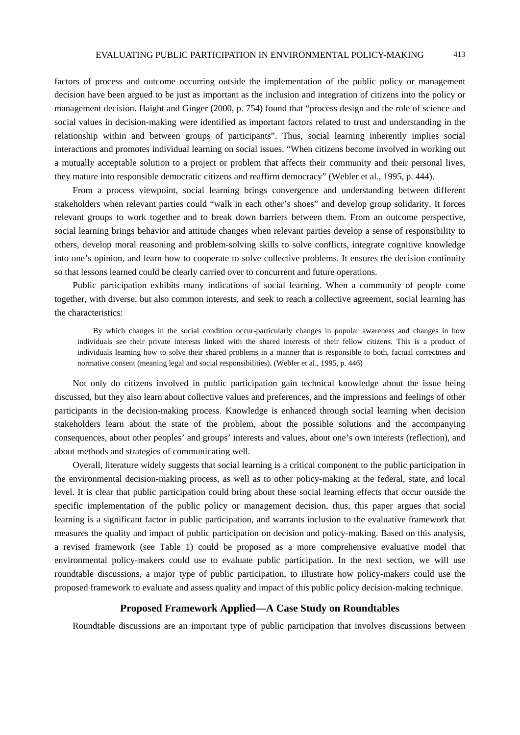factors of process and outcome occurring outside the implementation of the public policy or management decision have been argued to be just as important as the inclusion and integration of citizens into the policy or management decision. Haight and Ginger (2000, p. 754) found that "process design and the role of science and social values in decision-making were identified as important factors related to trust and understanding in the relationship within and between groups of participants". Thus, social learning inherently implies social interactions and promotes individual learning on social issues. "When citizens become involved in working out a mutually acceptable solution to a project or problem that affects their community and their personal lives, they mature into responsible democratic citizens and reaffirm democracy" (Webler et al., 1995, p. 444).

From a process viewpoint, social learning brings convergence and understanding between different stakeholders when relevant parties could "walk in each other's shoes" and develop group solidarity. It forces relevant groups to work together and to break down barriers between them. From an outcome perspective, social learning brings behavior and attitude changes when relevant parties develop a sense of responsibility to others, develop moral reasoning and problem-solving skills to solve conflicts, integrate cognitive knowledge into one's opinion, and learn how to cooperate to solve collective problems. It ensures the decision continuity so that lessons learned could be clearly carried over to concurrent and future operations.

Public participation exhibits many indications of social learning. When a community of people come together, with diverse, but also common interests, and seek to reach a collective agreement, social learning has the characteristics:

> By which changes in the social condition occur-particularly changes in popular awareness and changes in how individuals see their private interests linked with the shared interests of their fellow citizens. This is a product of individuals learning how to solve their shared problems in a manner that is responsible to both, factual correctness and normative consent (meaning legal and social responsibilities). (Webler et al., 1995, p. 446)

Not only do citizens involved in public participation gain technical knowledge about the issue being discussed, but they also learn about collective values and preferences, and the impressions and feelings of other participants in the decision-making process. Knowledge is enhanced through social learning when decision stakeholders learn about the state of the problem, about the possible solutions and the accompanying consequences, about other peoples' and groups' interests and values, about one's own interests (reflection), and about methods and strategies of communicating well.

Overall, literature widely suggests that social learning is a critical component to the public participation in the environmental decision-making process, as well as to other policy-making at the federal, state, and local level. It is clear that public participation could bring about these social learning effects that occur outside the specific implementation of the public policy or management decision, thus, this paper argues that social learning is a significant factor in public participation, and warrants inclusion to the evaluative framework that measures the quality and impact of public participation on decision and policy-making. Based on this analysis, a revised framework (see Table 1) could be proposed as a more comprehensive evaluative model that environmental policy-makers could use to evaluate public participation. In the next section, we will use roundtable discussions, a major type of public participation, to illustrate how policy-makers could use the proposed framework to evaluate and assess quality and impact of this public policy decision-making technique.

## Proposed Framework Applied—A Case Study on Roundtables

Roundtable discussions are an important type of public participation that involves discussions between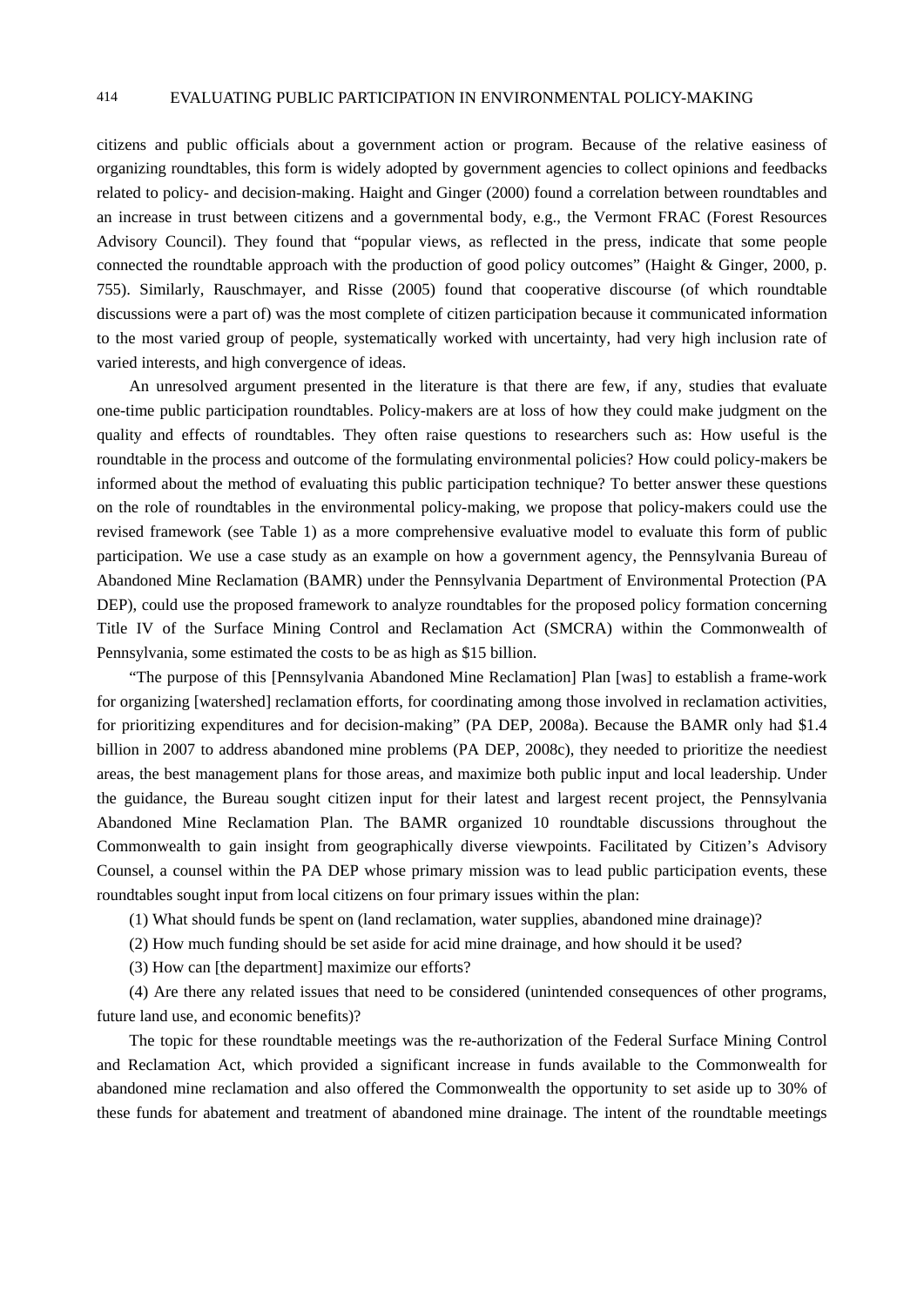citizens and public officials about a government action or program. Because of the relative easiness of organizing roundtables, this form is widely adopted by government agencies to collect opinions and feedbacks related to policy- and decision-making. Haight and Ginger (2000) found a correlation between roundtables and an increase in trust between citizens and a governmental body, e.g., the Vermont FRAC (Forest Resources Advisory Council). They found that "popular views, as reflected in the press, indicate that some people connected the roundtable approach with the production of good policy outcomes" (Haight & Ginger, 2000, p. 755). Similarly, Rauschmayer, and Risse (2005) found that cooperative discourse (of which roundtable discussions were a part of) was the most complete of citizen participation because it communicated information to the most varied group of people, systematically worked with uncertainty, had very high inclusion rate of varied interests, and high convergence of ideas.

An unresolved argument presented in the literature is that there are few, if any, studies that evaluate one-time public participation roundtables. Policy-makers are at loss of how they could make judgment on the quality and effects of roundtables. They often raise questions to researchers such as: How useful is the roundtable in the process and outcome of the formulating environmental policies? How could policy-makers be informed about the method of evaluating this public participation technique? To better answer these questions on the role of roundtables in the environmental policy-making, we propose that policy-makers could use the revised framework (see Table 1) as a more comprehensive evaluative model to evaluate this form of public participation. We use a case study as an example on how a government agency, the Pennsylvania Bureau of Abandoned Mine Reclamation (BAMR) under the Pennsylvania Department of Environmental Protection (PA DEP), could use the proposed framework to analyze roundtables for the proposed policy formation concerning Title IV of the Surface Mining Control and Reclamation Act (SMCRA) within the Commonwealth of Pennsylvania, some estimated the costs to be as high as $15 billion.

"The purpose of this [Pennsylvania Abandoned Mine Reclamation] Plan [was] to establish a frame-work for organizing [watershed] reclamation efforts, for coordinating among those involved in reclamation activities, for prioritizing expenditures and for decision-making" (PA DEP, 2008a). Because the BAMR only had $1.4 billion in 2007 to address abandoned mine problems (PA DEP, 2008c), they needed to prioritize the neediest areas, the best management plans for those areas, and maximize both public input and local leadership. Under the guidance, the Bureau sought citizen input for their latest and largest recent project, the Pennsylvania Abandoned Mine Reclamation Plan. The BAMR organized 10 roundtable discussions throughout the Commonwealth to gain insight from geographically diverse viewpoints. Facilitated by Citizen's Advisory Counsel, a counsel within the PA DEP whose primary mission was to lead public participation events, these roundtables sought input from local citizens on four primary issues within the plan:

(1) What should funds be spent on (land reclamation, water supplies, abandoned mine drainage)?

(2) How much funding should be set aside for acid mine drainage, and how should it be used?

(3) How can [the department] maximize our efforts?

(4) Are there any related issues that need to be considered (unintended consequences of other programs, future land use, and economic benefits)?

The topic for these roundtable meetings was the re-authorization of the Federal Surface Mining Control and Reclamation Act, which provided a significant increase in funds available to the Commonwealth for abandoned mine reclamation and also offered the Commonwealth the opportunity to set aside up to 30% of these funds for abatement and treatment of abandoned mine drainage. The intent of the roundtable meetings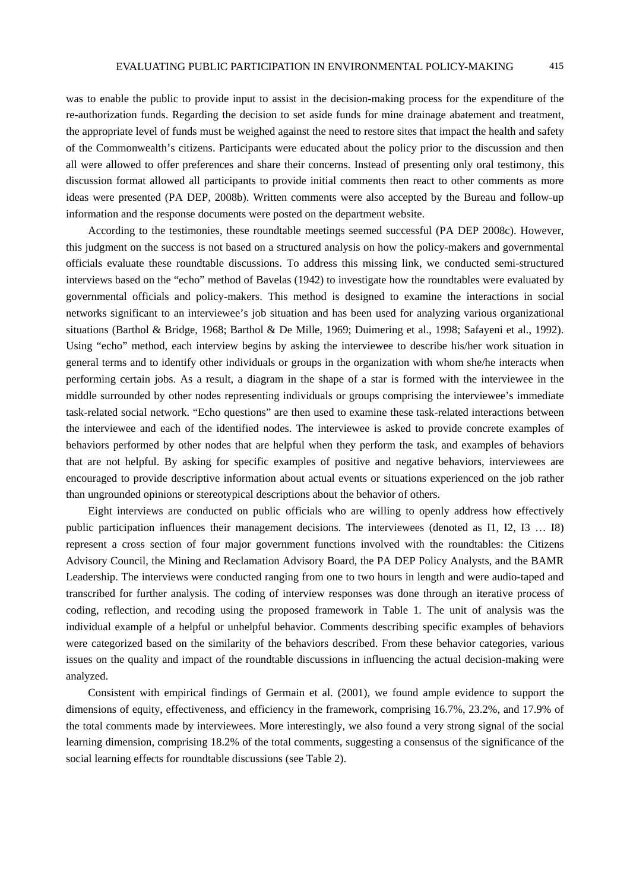was to enable the public to provide input to assist in the decision-making process for the expenditure of the re-authorization funds. Regarding the decision to set aside funds for mine drainage abatement and treatment, the appropriate level of funds must be weighed against the need to restore sites that impact the health and safety of the Commonwealth's citizens. Participants were educated about the policy prior to the discussion and then all were allowed to offer preferences and share their concerns. Instead of presenting only oral testimony, this discussion format allowed all participants to provide initial comments then react to other comments as more ideas were presented (PA DEP, 2008b). Written comments were also accepted by the Bureau and follow-up information and the response documents were posted on the department website.

According to the testimonies, these roundtable meetings seemed successful (PA DEP 2008c). However, this judgment on the success is not based on a structured analysis on how the policy-makers and governmental officials evaluate these roundtable discussions. To address this missing link, we conducted semi-structured interviews based on the "echo" method of Bavelas (1942) to investigate how the roundtables were evaluated by governmental officials and policy-makers. This method is designed to examine the interactions in social networks significant to an interviewee's job situation and has been used for analyzing various organizational situations (Barthol & Bridge, 1968; Barthol & De Mille, 1969; Duimering et al., 1998; Safayeni et al., 1992). Using "echo" method, each interview begins by asking the interviewee to describe his/her work situation in general terms and to identify other individuals or groups in the organization with whom she/he interacts when performing certain jobs. As a result, a diagram in the shape of a star is formed with the interviewee in the middle surrounded by other nodes representing individuals or groups comprising the interviewee's immediate task-related social network. "Echo questions" are then used to examine these task-related interactions between the interviewee and each of the identified nodes. The interviewee is asked to provide concrete examples of behaviors performed by other nodes that are helpful when they perform the task, and examples of behaviors that are not helpful. By asking for specific examples of positive and negative behaviors, interviewees are encouraged to provide descriptive information about actual events or situations experienced on the job rather than ungrounded opinions or stereotypical descriptions about the behavior of others.

Eight interviews are conducted on public officials who are willing to openly address how effectively public participation influences their management decisions. The interviewees (denoted as I1, I2, I3 … I8) represent a cross section of four major government functions involved with the roundtables: the Citizens Advisory Council, the Mining and Reclamation Advisory Board, the PA DEP Policy Analysts, and the BAMR Leadership. The interviews were conducted ranging from one to two hours in length and were audio-taped and transcribed for further analysis. The coding of interview responses was done through an iterative process of coding, reflection, and recoding using the proposed framework in Table 1. The unit of analysis was the individual example of a helpful or unhelpful behavior. Comments describing specific examples of behaviors were categorized based on the similarity of the behaviors described. From these behavior categories, various issues on the quality and impact of the roundtable discussions in influencing the actual decision-making were analyzed.

Consistent with empirical findings of Germain et al. (2001), we found ample evidence to support the dimensions of equity, effectiveness, and efficiency in the framework, comprising 16.7%, 23.2%, and 17.9% of the total comments made by interviewees. More interestingly, we also found a very strong signal of the social learning dimension, comprising 18.2% of the total comments, suggesting a consensus of the significance of the social learning effects for roundtable discussions (see Table 2).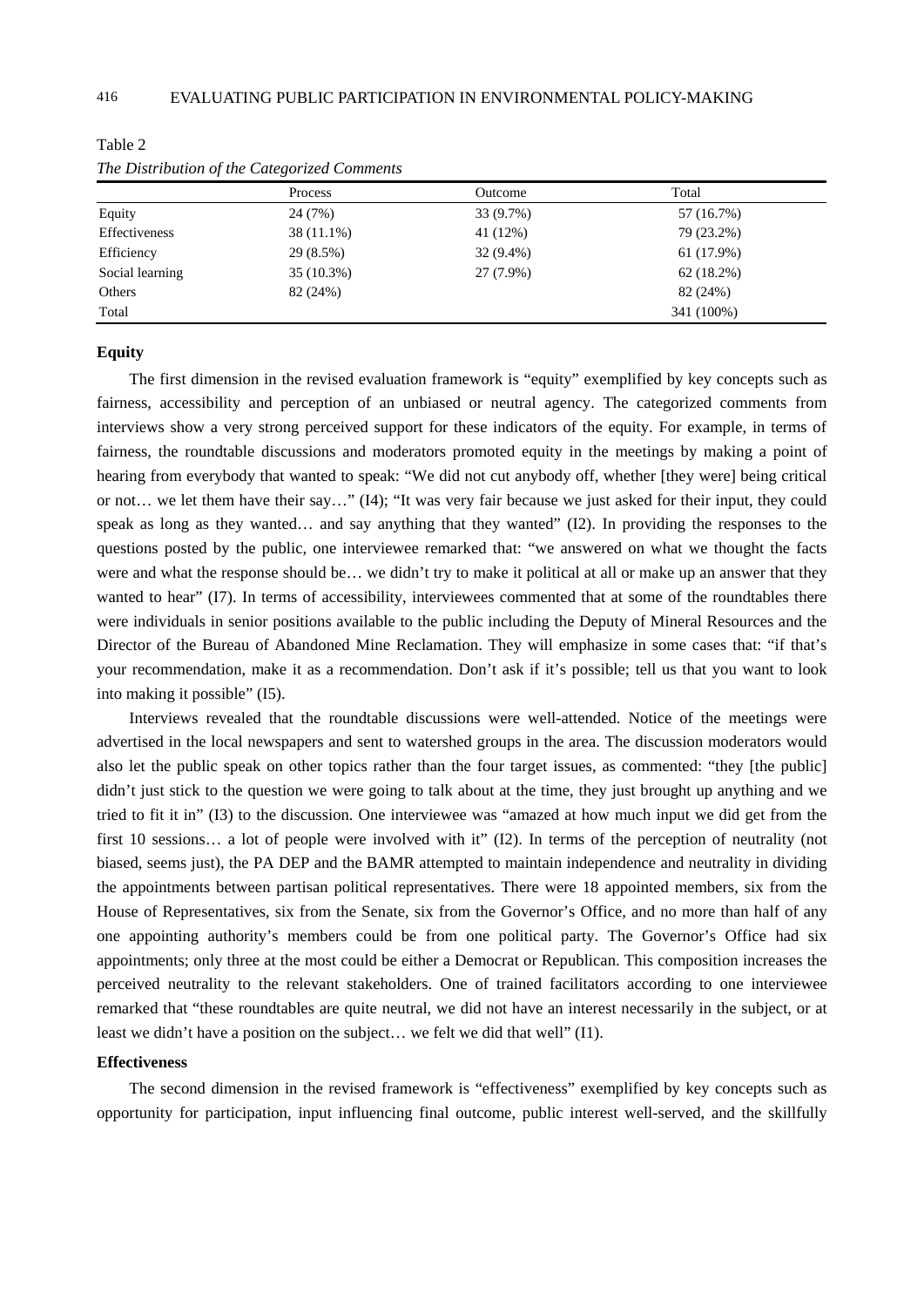Table 2

*The Distribution of the Categorized Comments*

| | Process | Outcome | Total |
|---|---|---|---|
| Equity | 24 (7%) | 33 (9.7%) | 57 (16.7%) |
| Effectiveness | 38 (11.1%) | 41 (12%) | 79 (23.2%) |
| Efficiency | 29 (8.5%) | 32 (9.4%) | 61 (17.9%) |
| Social learning | 35 (10.3%) | 27 (7.9%) | 62 (18.2%) |
| Others | 82 (24%) | | 82 (24%) |
| Total | | | 341 (100%) |

**Equity**

The first dimension in the revised evaluation framework is "equity" exemplified by key concepts such as fairness, accessibility and perception of an unbiased or neutral agency. The categorized comments from interviews show a very strong perceived support for these indicators of the equity. For example, in terms of fairness, the roundtable discussions and moderators promoted equity in the meetings by making a point of hearing from everybody that wanted to speak: "We did not cut anybody off, whether [they were] being critical or not… we let them have their say…" (I4); "It was very fair because we just asked for their input, they could speak as long as they wanted… and say anything that they wanted" (I2). In providing the responses to the questions posted by the public, one interviewee remarked that: "we answered on what we thought the facts were and what the response should be… we didn't try to make it political at all or make up an answer that they wanted to hear" (I7). In terms of accessibility, interviewees commented that at some of the roundtables there were individuals in senior positions available to the public including the Deputy of Mineral Resources and the Director of the Bureau of Abandoned Mine Reclamation. They will emphasize in some cases that: "if that's your recommendation, make it as a recommendation. Don't ask if it's possible; tell us that you want to look into making it possible" (I5).

Interviews revealed that the roundtable discussions were well-attended. Notice of the meetings were advertised in the local newspapers and sent to watershed groups in the area. The discussion moderators would also let the public speak on other topics rather than the four target issues, as commented: "they [the public] didn't just stick to the question we were going to talk about at the time, they just brought up anything and we tried to fit it in" (I3) to the discussion. One interviewee was "amazed at how much input we did get from the first 10 sessions… a lot of people were involved with it" (I2). In terms of the perception of neutrality (not biased, seems just), the PA DEP and the BAMR attempted to maintain independence and neutrality in dividing the appointments between partisan political representatives. There were 18 appointed members, six from the House of Representatives, six from the Senate, six from the Governor's Office, and no more than half of any one appointing authority's members could be from one political party. The Governor's Office had six appointments; only three at the most could be either a Democrat or Republican. This composition increases the perceived neutrality to the relevant stakeholders. One of trained facilitators according to one interviewee remarked that "these roundtables are quite neutral, we did not have an interest necessarily in the subject, or at least we didn't have a position on the subject… we felt we did that well" (I1).

**Effectiveness**

The second dimension in the revised framework is "effectiveness" exemplified by key concepts such as opportunity for participation, input influencing final outcome, public interest well-served, and the skillfully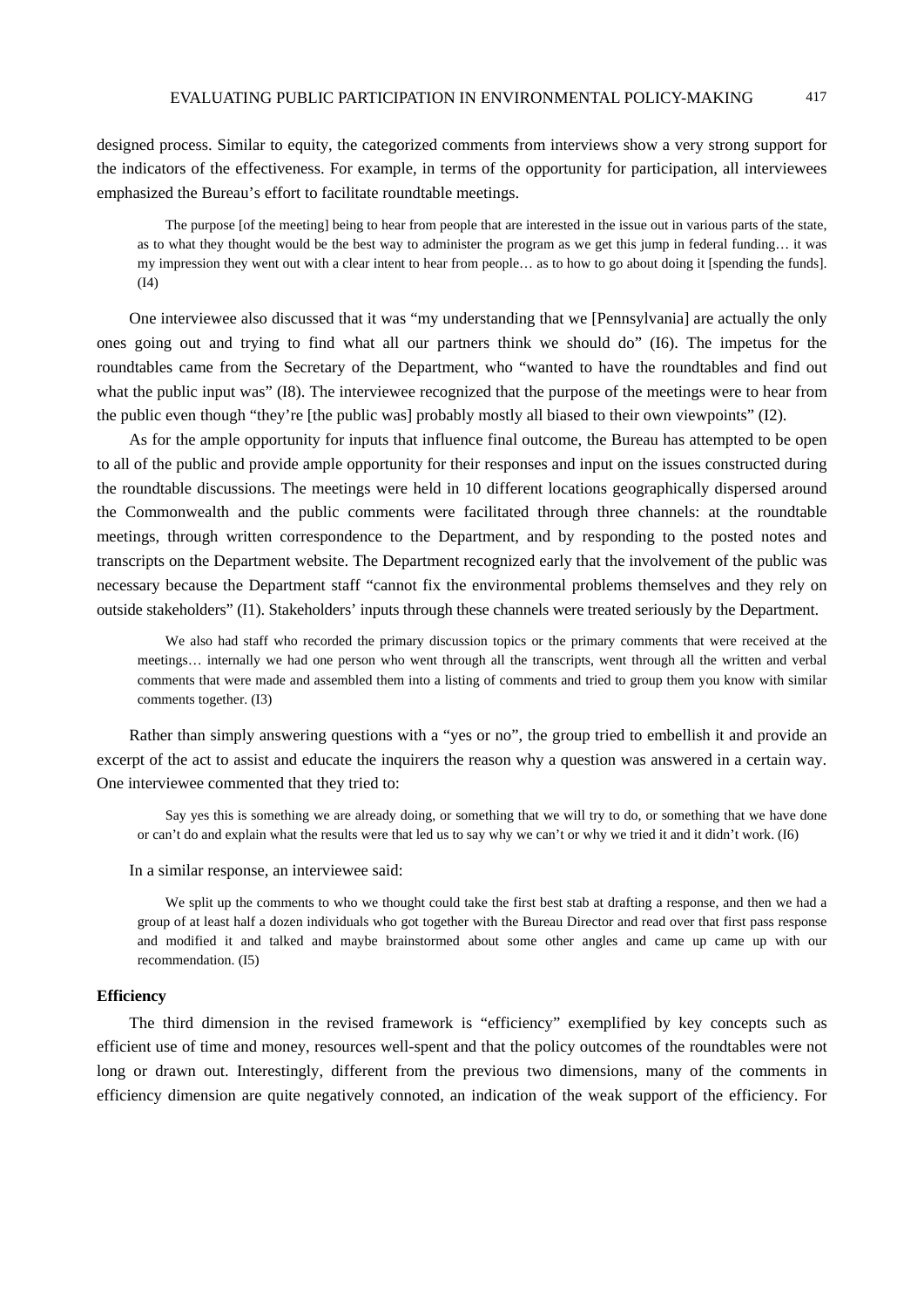designed process. Similar to equity, the categorized comments from interviews show a very strong support for the indicators of the effectiveness. For example, in terms of the opportunity for participation, all interviewees emphasized the Bureau's effort to facilitate roundtable meetings.

> The purpose [of the meeting] being to hear from people that are interested in the issue out in various parts of the state, as to what they thought would be the best way to administer the program as we get this jump in federal funding… it was my impression they went out with a clear intent to hear from people… as to how to go about doing it [spending the funds]. (I4)

One interviewee also discussed that it was "my understanding that we [Pennsylvania] are actually the only ones going out and trying to find what all our partners think we should do" (I6). The impetus for the roundtables came from the Secretary of the Department, who "wanted to have the roundtables and find out what the public input was" (I8). The interviewee recognized that the purpose of the meetings were to hear from the public even though "they're [the public was] probably mostly all biased to their own viewpoints" (I2).

As for the ample opportunity for inputs that influence final outcome, the Bureau has attempted to be open to all of the public and provide ample opportunity for their responses and input on the issues constructed during the roundtable discussions. The meetings were held in 10 different locations geographically dispersed around the Commonwealth and the public comments were facilitated through three channels: at the roundtable meetings, through written correspondence to the Department, and by responding to the posted notes and transcripts on the Department website. The Department recognized early that the involvement of the public was necessary because the Department staff "cannot fix the environmental problems themselves and they rely on outside stakeholders" (I1). Stakeholders' inputs through these channels were treated seriously by the Department.

> We also had staff who recorded the primary discussion topics or the primary comments that were received at the meetings… internally we had one person who went through all the transcripts, went through all the written and verbal comments that were made and assembled them into a listing of comments and tried to group them you know with similar comments together. (I3)

Rather than simply answering questions with a "yes or no", the group tried to embellish it and provide an excerpt of the act to assist and educate the inquirers the reason why a question was answered in a certain way. One interviewee commented that they tried to:

> Say yes this is something we are already doing, or something that we will try to do, or something that we have done or can't do and explain what the results were that led us to say why we can't or why we tried it and it didn't work. (I6)

In a similar response, an interviewee said:

> We split up the comments to who we thought could take the first best stab at drafting a response, and then we had a group of at least half a dozen individuals who got together with the Bureau Director and read over that first pass response and modified it and talked and maybe brainstormed about some other angles and came up came up with our recommendation. (I5)

**Efficiency**

The third dimension in the revised framework is "efficiency" exemplified by key concepts such as efficient use of time and money, resources well-spent and that the policy outcomes of the roundtables were not long or drawn out. Interestingly, different from the previous two dimensions, many of the comments in efficiency dimension are quite negatively connoted, an indication of the weak support of the efficiency. For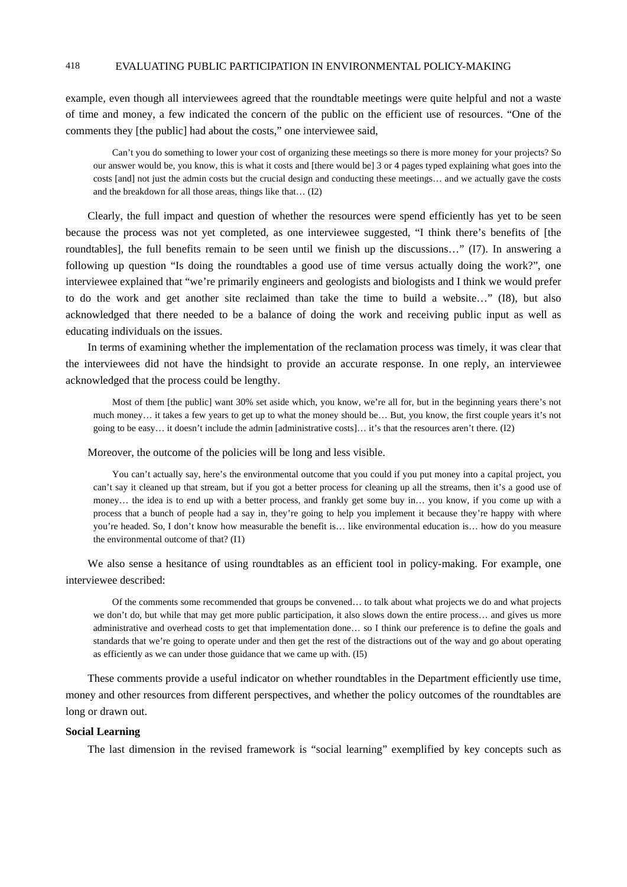example, even though all interviewees agreed that the roundtable meetings were quite helpful and not a waste of time and money, a few indicated the concern of the public on the efficient use of resources. "One of the comments they [the public] had about the costs," one interviewee said,

> Can't you do something to lower your cost of organizing these meetings so there is more money for your projects? So our answer would be, you know, this is what it costs and [there would be] 3 or 4 pages typed explaining what goes into the costs [and] not just the admin costs but the crucial design and conducting these meetings… and we actually gave the costs and the breakdown for all those areas, things like that… (I2)

Clearly, the full impact and question of whether the resources were spend efficiently has yet to be seen because the process was not yet completed, as one interviewee suggested, "I think there's benefits of [the roundtables], the full benefits remain to be seen until we finish up the discussions…" (I7). In answering a following up question "Is doing the roundtables a good use of time versus actually doing the work?", one interviewee explained that "we're primarily engineers and geologists and biologists and I think we would prefer to do the work and get another site reclaimed than take the time to build a website…" (I8), but also acknowledged that there needed to be a balance of doing the work and receiving public input as well as educating individuals on the issues.

In terms of examining whether the implementation of the reclamation process was timely, it was clear that the interviewees did not have the hindsight to provide an accurate response. In one reply, an interviewee acknowledged that the process could be lengthy.

> Most of them [the public] want 30% set aside which, you know, we're all for, but in the beginning years there's not much money… it takes a few years to get up to what the money should be… But, you know, the first couple years it's not going to be easy… it doesn't include the admin [administrative costs]… it's that the resources aren't there. (I2)

Moreover, the outcome of the policies will be long and less visible.

> You can't actually say, here's the environmental outcome that you could if you put money into a capital project, you can't say it cleaned up that stream, but if you got a better process for cleaning up all the streams, then it's a good use of money… the idea is to end up with a better process, and frankly get some buy in… you know, if you come up with a process that a bunch of people had a say in, they're going to help you implement it because they're happy with where you're headed. So, I don't know how measurable the benefit is… like environmental education is… how do you measure the environmental outcome of that? (I1)

We also sense a hesitance of using roundtables as an efficient tool in policy-making. For example, one interviewee described:

> Of the comments some recommended that groups be convened… to talk about what projects we do and what projects we don't do, but while that may get more public participation, it also slows down the entire process… and gives us more administrative and overhead costs to get that implementation done… so I think our preference is to define the goals and standards that we're going to operate under and then get the rest of the distractions out of the way and go about operating as efficiently as we can under those guidance that we came up with. (I5)

These comments provide a useful indicator on whether roundtables in the Department efficiently use time, money and other resources from different perspectives, and whether the policy outcomes of the roundtables are long or drawn out.

**Social Learning**

The last dimension in the revised framework is "social learning" exemplified by key concepts such as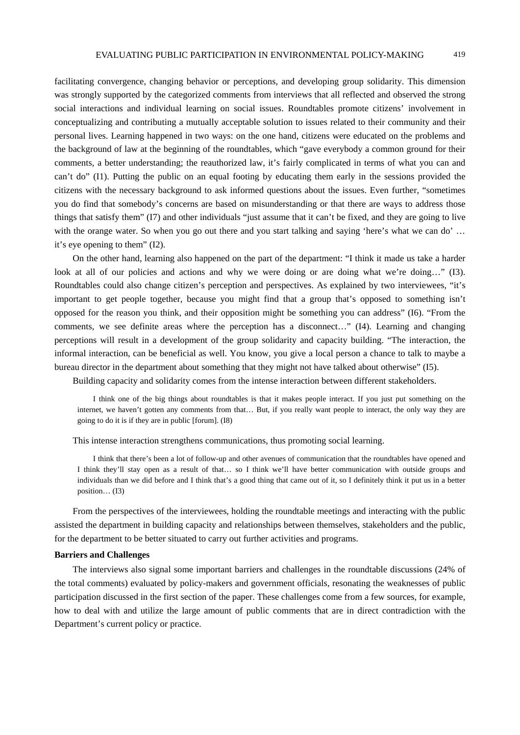facilitating convergence, changing behavior or perceptions, and developing group solidarity. This dimension was strongly supported by the categorized comments from interviews that all reflected and observed the strong social interactions and individual learning on social issues. Roundtables promote citizens' involvement in conceptualizing and contributing a mutually acceptable solution to issues related to their community and their personal lives. Learning happened in two ways: on the one hand, citizens were educated on the problems and the background of law at the beginning of the roundtables, which "gave everybody a common ground for their comments, a better understanding; the reauthorized law, it's fairly complicated in terms of what you can and can't do" (I1). Putting the public on an equal footing by educating them early in the sessions provided the citizens with the necessary background to ask informed questions about the issues. Even further, "sometimes you do find that somebody's concerns are based on misunderstanding or that there are ways to address those things that satisfy them" (I7) and other individuals "just assume that it can't be fixed, and they are going to live with the orange water. So when you go out there and you start talking and saying 'here's what we can do' … it's eye opening to them" (I2).

On the other hand, learning also happened on the part of the department: "I think it made us take a harder look at all of our policies and actions and why we were doing or are doing what we're doing…" (I3). Roundtables could also change citizen's perception and perspectives. As explained by two interviewees, "it's important to get people together, because you might find that a group that's opposed to something isn't opposed for the reason you think, and their opposition might be something you can address" (I6). "From the comments, we see definite areas where the perception has a disconnect…" (I4). Learning and changing perceptions will result in a development of the group solidarity and capacity building. "The interaction, the informal interaction, can be beneficial as well. You know, you give a local person a chance to talk to maybe a bureau director in the department about something that they might not have talked about otherwise" (I5).

Building capacity and solidarity comes from the intense interaction between different stakeholders.

> I think one of the big things about roundtables is that it makes people interact. If you just put something on the internet, we haven't gotten any comments from that… But, if you really want people to interact, the only way they are going to do it is if they are in public [forum]. (I8)

This intense interaction strengthens communications, thus promoting social learning.

> I think that there's been a lot of follow-up and other avenues of communication that the roundtables have opened and I think they'll stay open as a result of that… so I think we'll have better communication with outside groups and individuals than we did before and I think that's a good thing that came out of it, so I definitely think it put us in a better position… (I3)

From the perspectives of the interviewees, holding the roundtable meetings and interacting with the public assisted the department in building capacity and relationships between themselves, stakeholders and the public, for the department to be better situated to carry out further activities and programs.

**Barriers and Challenges**

The interviews also signal some important barriers and challenges in the roundtable discussions (24% of the total comments) evaluated by policy-makers and government officials, resonating the weaknesses of public participation discussed in the first section of the paper. These challenges come from a few sources, for example, how to deal with and utilize the large amount of public comments that are in direct contradiction with the Department's current policy or practice.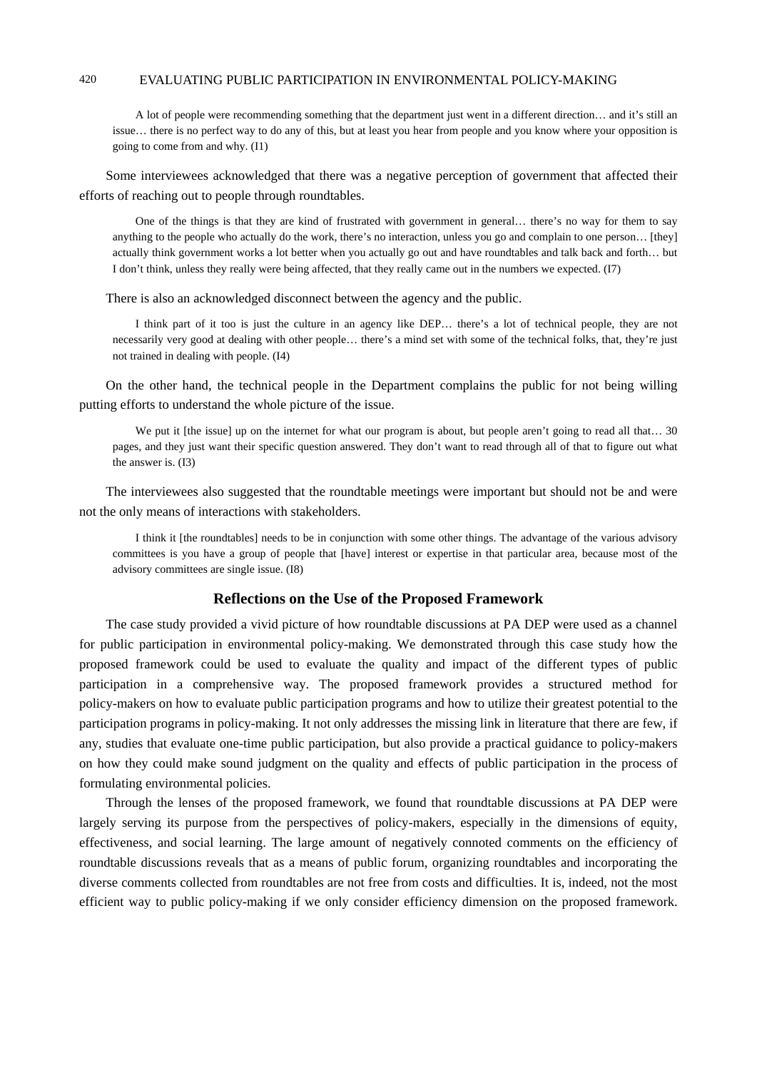> A lot of people were recommending something that the department just went in a different direction… and it's still an issue… there is no perfect way to do any of this, but at least you hear from people and you know where your opposition is going to come from and why. (I1)

Some interviewees acknowledged that there was a negative perception of government that affected their efforts of reaching out to people through roundtables.

> One of the things is that they are kind of frustrated with government in general… there's no way for them to say anything to the people who actually do the work, there's no interaction, unless you go and complain to one person… [they] actually think government works a lot better when you actually go out and have roundtables and talk back and forth… but I don't think, unless they really were being affected, that they really came out in the numbers we expected. (I7)

There is also an acknowledged disconnect between the agency and the public.

> I think part of it too is just the culture in an agency like DEP… there's a lot of technical people, they are not necessarily very good at dealing with other people… there's a mind set with some of the technical folks, that, they're just not trained in dealing with people. (I4)

On the other hand, the technical people in the Department complains the public for not being willing putting efforts to understand the whole picture of the issue.

> We put it [the issue] up on the internet for what our program is about, but people aren't going to read all that… 30 pages, and they just want their specific question answered. They don't want to read through all of that to figure out what the answer is. (I3)

The interviewees also suggested that the roundtable meetings were important but should not be and were not the only means of interactions with stakeholders.

> I think it [the roundtables] needs to be in conjunction with some other things. The advantage of the various advisory committees is you have a group of people that [have] interest or expertise in that particular area, because most of the advisory committees are single issue. (I8)

## Reflections on the Use of the Proposed Framework

The case study provided a vivid picture of how roundtable discussions at PA DEP were used as a channel for public participation in environmental policy-making. We demonstrated through this case study how the proposed framework could be used to evaluate the quality and impact of the different types of public participation in a comprehensive way. The proposed framework provides a structured method for policy-makers on how to evaluate public participation programs and how to utilize their greatest potential to the participation programs in policy-making. It not only addresses the missing link in literature that there are few, if any, studies that evaluate one-time public participation, but also provide a practical guidance to policy-makers on how they could make sound judgment on the quality and effects of public participation in the process of formulating environmental policies.

Through the lenses of the proposed framework, we found that roundtable discussions at PA DEP were largely serving its purpose from the perspectives of policy-makers, especially in the dimensions of equity, effectiveness, and social learning. The large amount of negatively connoted comments on the efficiency of roundtable discussions reveals that as a means of public forum, organizing roundtables and incorporating the diverse comments collected from roundtables are not free from costs and difficulties. It is, indeed, not the most efficient way to public policy-making if we only consider efficiency dimension on the proposed framework.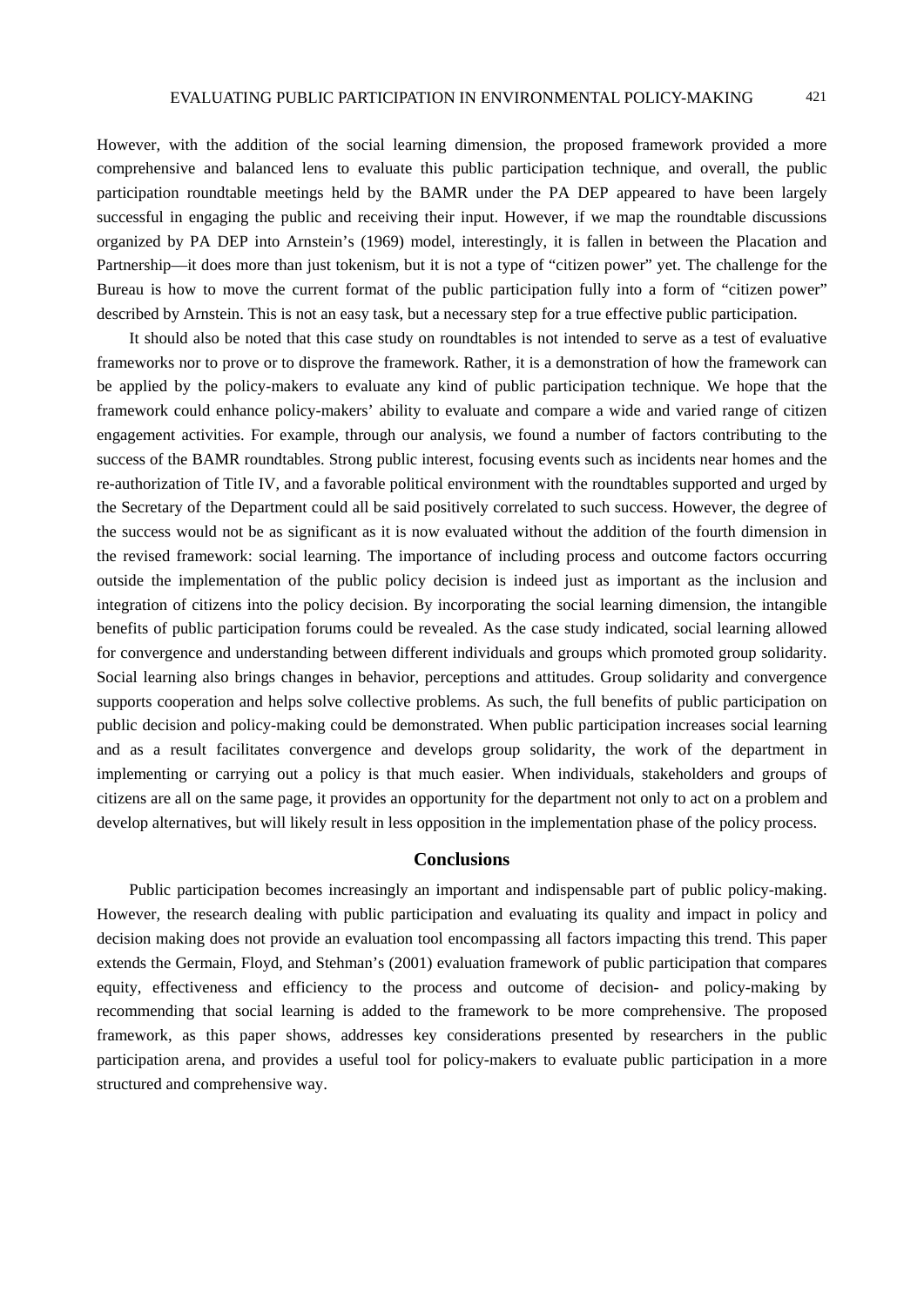However, with the addition of the social learning dimension, the proposed framework provided a more comprehensive and balanced lens to evaluate this public participation technique, and overall, the public participation roundtable meetings held by the BAMR under the PA DEP appeared to have been largely successful in engaging the public and receiving their input. However, if we map the roundtable discussions organized by PA DEP into Arnstein's (1969) model, interestingly, it is fallen in between the Placation and Partnership—it does more than just tokenism, but it is not a type of "citizen power" yet. The challenge for the Bureau is how to move the current format of the public participation fully into a form of "citizen power" described by Arnstein. This is not an easy task, but a necessary step for a true effective public participation.

It should also be noted that this case study on roundtables is not intended to serve as a test of evaluative frameworks nor to prove or to disprove the framework. Rather, it is a demonstration of how the framework can be applied by the policy-makers to evaluate any kind of public participation technique. We hope that the framework could enhance policy-makers' ability to evaluate and compare a wide and varied range of citizen engagement activities. For example, through our analysis, we found a number of factors contributing to the success of the BAMR roundtables. Strong public interest, focusing events such as incidents near homes and the re-authorization of Title IV, and a favorable political environment with the roundtables supported and urged by the Secretary of the Department could all be said positively correlated to such success. However, the degree of the success would not be as significant as it is now evaluated without the addition of the fourth dimension in the revised framework: social learning. The importance of including process and outcome factors occurring outside the implementation of the public policy decision is indeed just as important as the inclusion and integration of citizens into the policy decision. By incorporating the social learning dimension, the intangible benefits of public participation forums could be revealed. As the case study indicated, social learning allowed for convergence and understanding between different individuals and groups which promoted group solidarity. Social learning also brings changes in behavior, perceptions and attitudes. Group solidarity and convergence supports cooperation and helps solve collective problems. As such, the full benefits of public participation on public decision and policy-making could be demonstrated. When public participation increases social learning and as a result facilitates convergence and develops group solidarity, the work of the department in implementing or carrying out a policy is that much easier. When individuals, stakeholders and groups of citizens are all on the same page, it provides an opportunity for the department not only to act on a problem and develop alternatives, but will likely result in less opposition in the implementation phase of the policy process.

## Conclusions

Public participation becomes increasingly an important and indispensable part of public policy-making. However, the research dealing with public participation and evaluating its quality and impact in policy and decision making does not provide an evaluation tool encompassing all factors impacting this trend. This paper extends the Germain, Floyd, and Stehman's (2001) evaluation framework of public participation that compares equity, effectiveness and efficiency to the process and outcome of decision- and policy-making by recommending that social learning is added to the framework to be more comprehensive. The proposed framework, as this paper shows, addresses key considerations presented by researchers in the public participation arena, and provides a useful tool for policy-makers to evaluate public participation in a more structured and comprehensive way.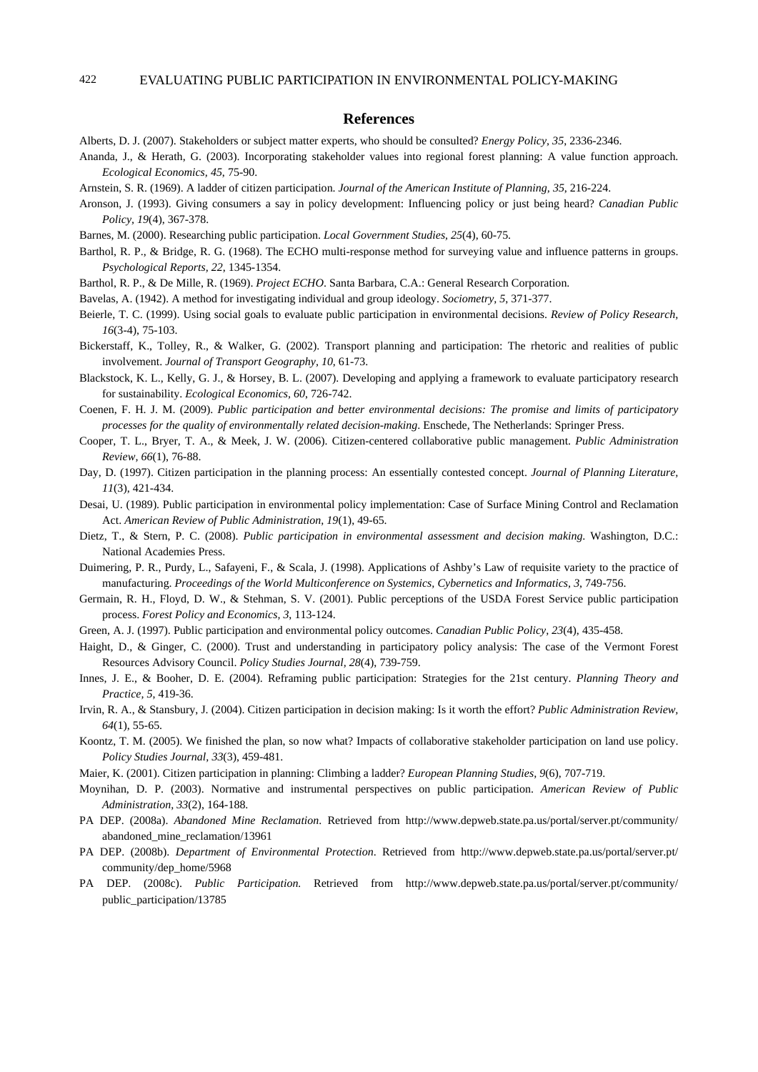## References

Alberts, D. J. (2007). Stakeholders or subject matter experts, who should be consulted? *Energy Policy, 35*, 2336-2346.

Ananda, J., & Herath, G. (2003). Incorporating stakeholder values into regional forest planning: A value function approach. *Ecological Economics, 45*, 75-90.

Arnstein, S. R. (1969). A ladder of citizen participation. *Journal of the American Institute of Planning, 35*, 216-224.

Aronson, J. (1993). Giving consumers a say in policy development: Influencing policy or just being heard? *Canadian Public Policy, 19*(4), 367-378.

Barnes, M. (2000). Researching public participation. *Local Government Studies, 25*(4), 60-75.

Barthol, R. P., & Bridge, R. G. (1968). The ECHO multi-response method for surveying value and influence patterns in groups. *Psychological Reports, 22*, 1345-1354.

Barthol, R. P., & De Mille, R. (1969). *Project ECHO*. Santa Barbara, C.A.: General Research Corporation.

Bavelas, A. (1942). A method for investigating individual and group ideology. *Sociometry, 5*, 371-377.

Beierle, T. C. (1999). Using social goals to evaluate public participation in environmental decisions. *Review of Policy Research, 16*(3-4), 75-103.

Bickerstaff, K., Tolley, R., & Walker, G. (2002). Transport planning and participation: The rhetoric and realities of public involvement. *Journal of Transport Geography, 10*, 61-73.

Blackstock, K. L., Kelly, G. J., & Horsey, B. L. (2007). Developing and applying a framework to evaluate participatory research for sustainability. *Ecological Economics, 60*, 726-742.

Coenen, F. H. J. M. (2009). *Public participation and better environmental decisions: The promise and limits of participatory processes for the quality of environmentally related decision-making*. Enschede, The Netherlands: Springer Press.

Cooper, T. L., Bryer, T. A., & Meek, J. W. (2006). Citizen-centered collaborative public management. *Public Administration Review, 66*(1), 76-88.

Day, D. (1997). Citizen participation in the planning process: An essentially contested concept. *Journal of Planning Literature, 11*(3), 421-434.

Desai, U. (1989). Public participation in environmental policy implementation: Case of Surface Mining Control and Reclamation Act. *American Review of Public Administration, 19*(1), 49-65.

Dietz, T., & Stern, P. C. (2008). *Public participation in environmental assessment and decision making.* Washington, D.C.: National Academies Press.

Duimering, P. R., Purdy, L., Safayeni, F., & Scala, J. (1998). Applications of Ashby's Law of requisite variety to the practice of manufacturing. *Proceedings of the World Multiconference on Systemics, Cybernetics and Informatics, 3*, 749-756.

Germain, R. H., Floyd, D. W., & Stehman, S. V. (2001). Public perceptions of the USDA Forest Service public participation process. *Forest Policy and Economics, 3*, 113-124.

Green, A. J. (1997). Public participation and environmental policy outcomes. *Canadian Public Policy, 23*(4), 435-458.

Haight, D., & Ginger, C. (2000). Trust and understanding in participatory policy analysis: The case of the Vermont Forest Resources Advisory Council. *Policy Studies Journal, 28*(4), 739-759.

Innes, J. E., & Booher, D. E. (2004). Reframing public participation: Strategies for the 21st century. *Planning Theory and Practice, 5*, 419-36.

Irvin, R. A., & Stansbury, J. (2004). Citizen participation in decision making: Is it worth the effort? *Public Administration Review, 64*(1), 55-65.

Koontz, T. M. (2005). We finished the plan, so now what? Impacts of collaborative stakeholder participation on land use policy. *Policy Studies Journal, 33*(3), 459-481.

Maier, K. (2001). Citizen participation in planning: Climbing a ladder? *European Planning Studies, 9*(6), 707-719.

Moynihan, D. P. (2003). Normative and instrumental perspectives on public participation. *American Review of Public Administration, 33*(2), 164-188.

PA DEP. (2008a). *Abandoned Mine Reclamation*. Retrieved from http://www.depweb.state.pa.us/portal/server.pt/community/abandoned_mine_reclamation/13961

PA DEP. (2008b). *Department of Environmental Protection*. Retrieved from http://www.depweb.state.pa.us/portal/server.pt/community/dep_home/5968

PA DEP. (2008c). *Public Participation.* Retrieved from http://www.depweb.state.pa.us/portal/server.pt/community/public_participation/13785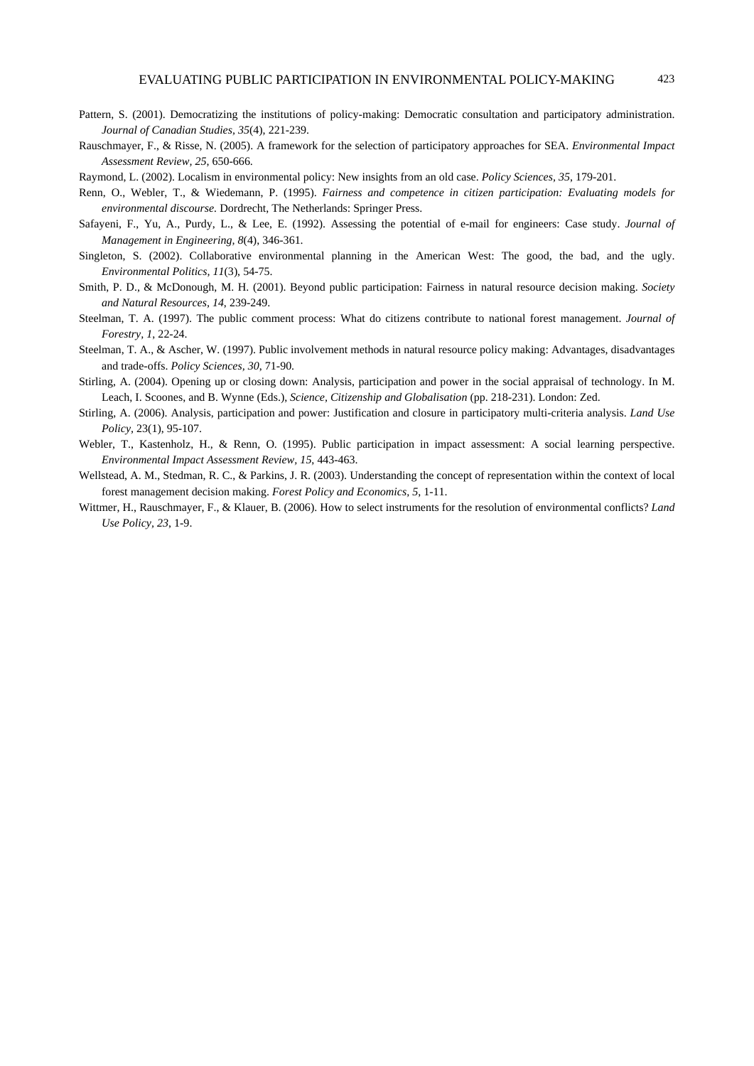Pattern, S. (2001). Democratizing the institutions of policy-making: Democratic consultation and participatory administration. *Journal of Canadian Studies, 35*(4), 221-239.

Rauschmayer, F., & Risse, N. (2005). A framework for the selection of participatory approaches for SEA. *Environmental Impact Assessment Review, 25*, 650-666.

Raymond, L. (2002). Localism in environmental policy: New insights from an old case. *Policy Sciences, 35*, 179-201.

Renn, O., Webler, T., & Wiedemann, P. (1995). *Fairness and competence in citizen participation: Evaluating models for environmental discourse.* Dordrecht, The Netherlands: Springer Press.

Safayeni, F., Yu, A., Purdy, L., & Lee, E. (1992). Assessing the potential of e-mail for engineers: Case study. *Journal of Management in Engineering, 8*(4), 346-361.

Singleton, S. (2002). Collaborative environmental planning in the American West: The good, the bad, and the ugly. *Environmental Politics, 11*(3), 54-75.

Smith, P. D., & McDonough, M. H. (2001). Beyond public participation: Fairness in natural resource decision making. *Society and Natural Resources, 14*, 239-249.

Steelman, T. A. (1997). The public comment process: What do citizens contribute to national forest management. *Journal of Forestry, 1*, 22-24.

Steelman, T. A., & Ascher, W. (1997). Public involvement methods in natural resource policy making: Advantages, disadvantages and trade-offs. *Policy Sciences, 30*, 71-90.

Stirling, A. (2004). Opening up or closing down: Analysis, participation and power in the social appraisal of technology. In M. Leach, I. Scoones, and B. Wynne (Eds.), *Science, Citizenship and Globalisation* (pp. 218-231). London: Zed.

Stirling, A. (2006). Analysis, participation and power: Justification and closure in participatory multi-criteria analysis. *Land Use Policy*, 23(1), 95-107.

Webler, T., Kastenholz, H., & Renn, O. (1995). Public participation in impact assessment: A social learning perspective. *Environmental Impact Assessment Review, 15*, 443-463.

Wellstead, A. M., Stedman, R. C., & Parkins, J. R. (2003). Understanding the concept of representation within the context of local forest management decision making. *Forest Policy and Economics, 5*, 1-11.

Wittmer, H., Rauschmayer, F., & Klauer, B. (2006). How to select instruments for the resolution of environmental conflicts? *Land Use Policy, 23*, 1-9.